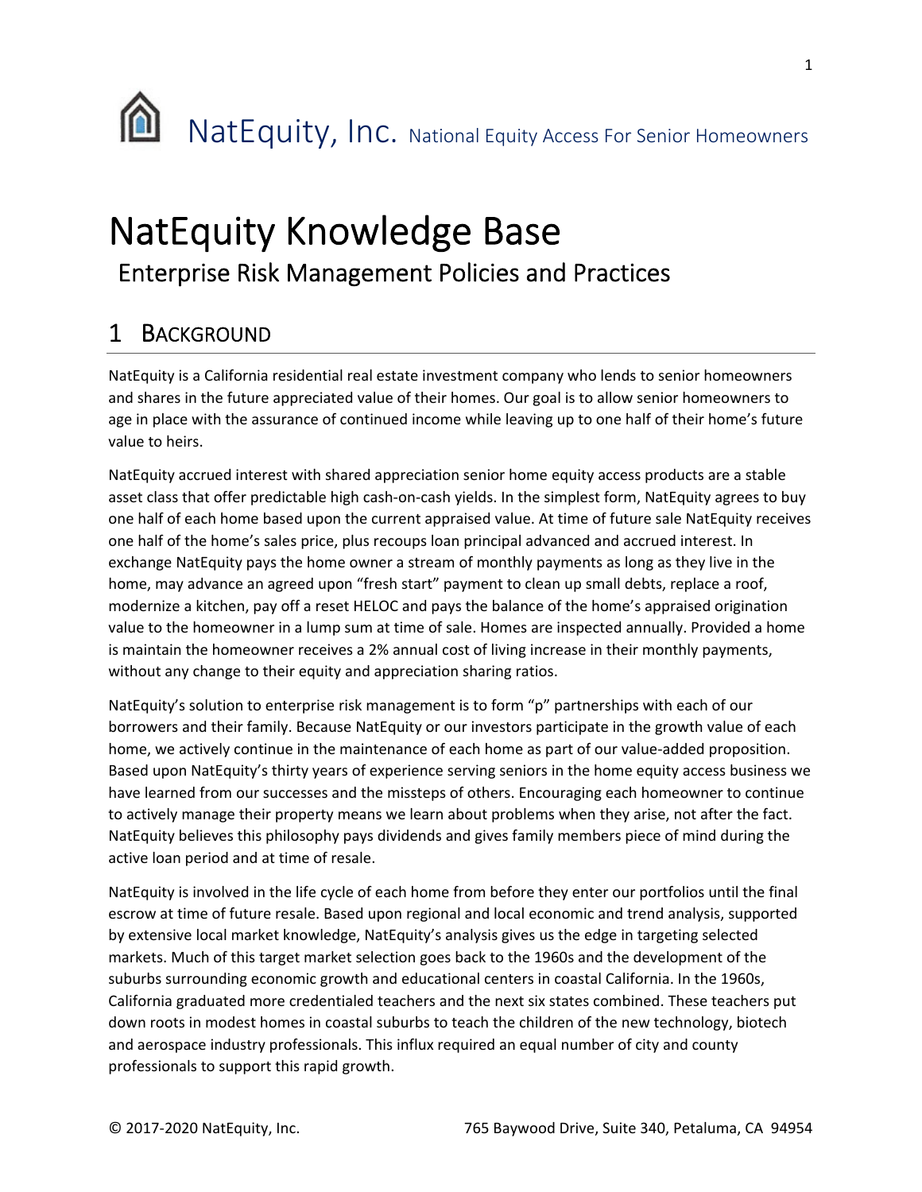NatEquity, Inc. National Equity Access For Senior Homeowners

# NatEquity Knowledge Base

## Enterprise Risk Management Policies and Practices

## 1 Background

NatEquity is a California residential real estate investment company who lends to senior homeowners and shares in the future appreciated value of their homes. Our goal is to allow senior homeowners to age in place with the assurance of continued income while leaving up to one half of their home's future value to heirs.

NatEquity accrued interest with shared appreciation senior home equity access products are a stable asset class that offer predictable high cash-on-cash yields. In the simplest form, NatEquity agrees to buy one half of each home based upon the current appraised value. At time of future sale NatEquity receives one half of the home's sales price, plus recoups loan principal advanced and accrued interest. In exchange NatEquity pays the home owner a stream of monthly payments as long as they live in the home, may advance an agreed upon "fresh start" payment to clean up small debts, replace a roof, modernize a kitchen, pay off a reset HELOC and pays the balance of the home's appraised origination value to the homeowner in a lump sum at time of sale. Homes are inspected annually. Provided a home is maintain the homeowner receives a 2% annual cost of living increase in their monthly payments, without any change to their equity and appreciation sharing ratios.

NatEquity's solution to enterprise risk management is to form "p" partnerships with each of our borrowers and their family. Because NatEquity or our investors participate in the growth value of each home, we actively continue in the maintenance of each home as part of our value-added proposition. Based upon NatEquity's thirty years of experience serving seniors in the home equity access business we have learned from our successes and the missteps of others. Encouraging each homeowner to continue to actively manage their property means we learn about problems when they arise, not after the fact. NatEquity believes this philosophy pays dividends and gives family members piece of mind during the active loan period and at time of resale.

NatEquity is involved in the life cycle of each home from before they enter our portfolios until the final escrow at time of future resale. Based upon regional and local economic and trend analysis, supported by extensive local market knowledge, NatEquity's analysis gives us the edge in targeting selected markets. Much of this target market selection goes back to the 1960s and the development of the suburbs surrounding economic growth and educational centers in coastal California. In the 1960s, California graduated more credentialed teachers and the next six states combined. These teachers put down roots in modest homes in coastal suburbs to teach the children of the new technology, biotech and aerospace industry professionals. This influx required an equal number of city and county professionals to support this rapid growth.

© 2017-2020 NatEquity, Inc. 765 Baywood Drive, Suite 340, Petaluma, CA 94954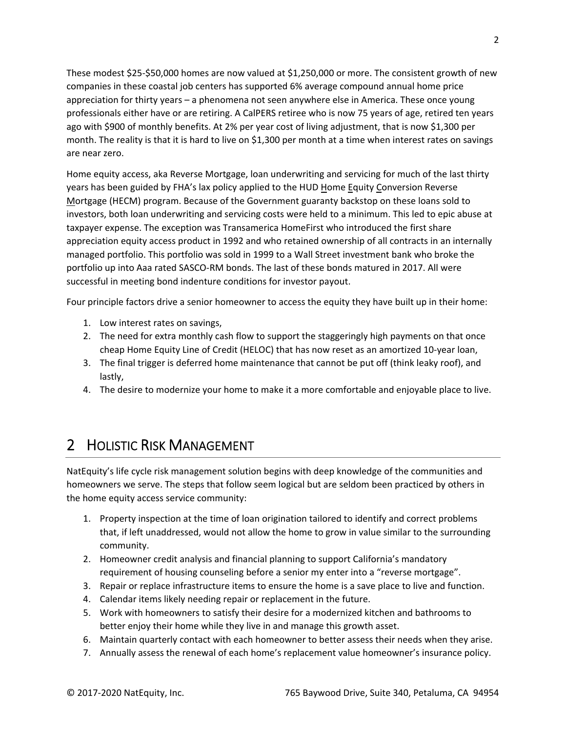These modest $25-$50,000 homes are now valued at $1,250,000 or more. The consistent growth of new companies in these coastal job centers has supported 6% average compound annual home price appreciation for thirty years – a phenomena not seen anywhere else in America. These once young professionals either have or are retiring. A CalPERS retiree who is now 75 years of age, retired ten years ago with $900 of monthly benefits. At 2% per year cost of living adjustment, that is now $1,300 per month. The reality is that it is hard to live on $1,300 per month at a time when interest rates on savings are near zero.

Home equity access, aka Reverse Mortgage, loan underwriting and servicing for much of the last thirty years has been guided by FHA's lax policy applied to the HUD Home Equity Conversion Reverse Mortgage (HECM) program. Because of the Government guaranty backstop on these loans sold to investors, both loan underwriting and servicing costs were held to a minimum. This led to epic abuse at taxpayer expense. The exception was Transamerica HomeFirst who introduced the first share appreciation equity access product in 1992 and who retained ownership of all contracts in an internally managed portfolio. This portfolio was sold in 1999 to a Wall Street investment bank who broke the portfolio up into Aaa rated SASCO-RM bonds. The last of these bonds matured in 2017. All were successful in meeting bond indenture conditions for investor payout.

Four principle factors drive a senior homeowner to access the equity they have built up in their home:

1. Low interest rates on savings,
2. The need for extra monthly cash flow to support the staggeringly high payments on that once cheap Home Equity Line of Credit (HELOC) that has now reset as an amortized 10-year loan,
3. The final trigger is deferred home maintenance that cannot be put off (think leaky roof), and lastly,
4. The desire to modernize your home to make it a more comfortable and enjoyable place to live.

# 2 Holistic Risk Management

NatEquity's life cycle risk management solution begins with deep knowledge of the communities and homeowners we serve. The steps that follow seem logical but are seldom been practiced by others in the home equity access service community:

1. Property inspection at the time of loan origination tailored to identify and correct problems that, if left unaddressed, would not allow the home to grow in value similar to the surrounding community.
2. Homeowner credit analysis and financial planning to support California's mandatory requirement of housing counseling before a senior my enter into a "reverse mortgage".
3. Repair or replace infrastructure items to ensure the home is a save place to live and function.
4. Calendar items likely needing repair or replacement in the future.
5. Work with homeowners to satisfy their desire for a modernized kitchen and bathrooms to better enjoy their home while they live in and manage this growth asset.
6. Maintain quarterly contact with each homeowner to better assess their needs when they arise.
7. Annually assess the renewal of each home's replacement value homeowner's insurance policy.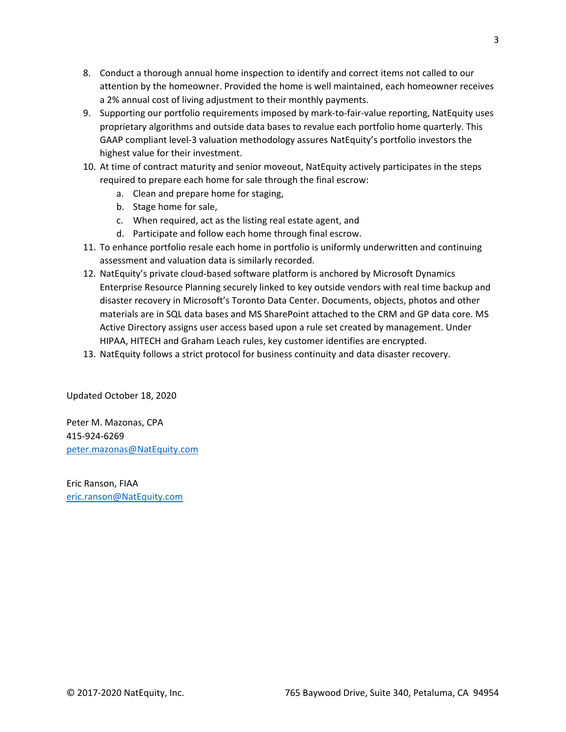8. Conduct a thorough annual home inspection to identify and correct items not called to our attention by the homeowner. Provided the home is well maintained, each homeowner receives a 2% annual cost of living adjustment to their monthly payments.
9. Supporting our portfolio requirements imposed by mark-to-fair-value reporting, NatEquity uses proprietary algorithms and outside data bases to revalue each portfolio home quarterly. This GAAP compliant level-3 valuation methodology assures NatEquity's portfolio investors the highest value for their investment.
10. At time of contract maturity and senior moveout, NatEquity actively participates in the steps required to prepare each home for sale through the final escrow:
    a. Clean and prepare home for staging,
    b. Stage home for sale,
    c. When required, act as the listing real estate agent, and
    d. Participate and follow each home through final escrow.
11. To enhance portfolio resale each home in portfolio is uniformly underwritten and continuing assessment and valuation data is similarly recorded.
12. NatEquity's private cloud-based software platform is anchored by Microsoft Dynamics Enterprise Resource Planning securely linked to key outside vendors with real time backup and disaster recovery in Microsoft's Toronto Data Center. Documents, objects, photos and other materials are in SQL data bases and MS SharePoint attached to the CRM and GP data core. MS Active Directory assigns user access based upon a rule set created by management. Under HIPAA, HITECH and Graham Leach rules, key customer identifies are encrypted.
13. NatEquity follows a strict protocol for business continuity and data disaster recovery.

Updated October 18, 2020

Peter M. Mazonas, CPA
415-924-6269
peter.mazonas@NatEquity.com

Eric Ranson, FIAA
eric.ranson@NatEquity.com

© 2017-2020 NatEquity, Inc. 765 Baywood Drive, Suite 340, Petaluma, CA 94954